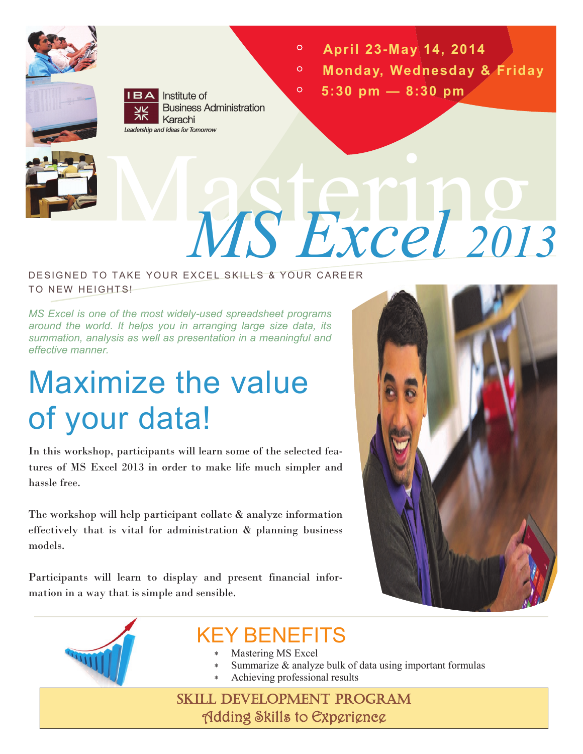IBA Institute of Business Administration Karachi

*Leadership and Ideas for Tomorrow*

- **April 23-May 14, 2014**
- **Monday, Wednesday & Friday**
- **5:30 pm — 8:30 pm**

# Mastering *MS Excel 2013*

DESIGNED TO TAKE YOUR EXCEL SKILLS & YOUR CAREER TO NEW HEIGHTS!

*MS Excel is one of the most widely-used spreadsheet programs around the world. It helps you in arranging large size data, its summation, analysis as well as presentation in a meaningful and effective manner.*

## Maximize the value of your data!

In this workshop, participants will learn some of the selected features of MS Excel 2013 in order to make life much simpler and hassle free.

The workshop will help participant collate & analyze information effectively that is vital for administration & planning business models.

Participants will learn to display and present financial information in a way that is simple and sensible.

## KEY BENEFITS

- Mastering MS Excel
- Summarize & analyze bulk of data using important formulas
- Achieving professional results

**SKILL DEVELOPMENT PROGRAM**

*Adding Skills to Experience*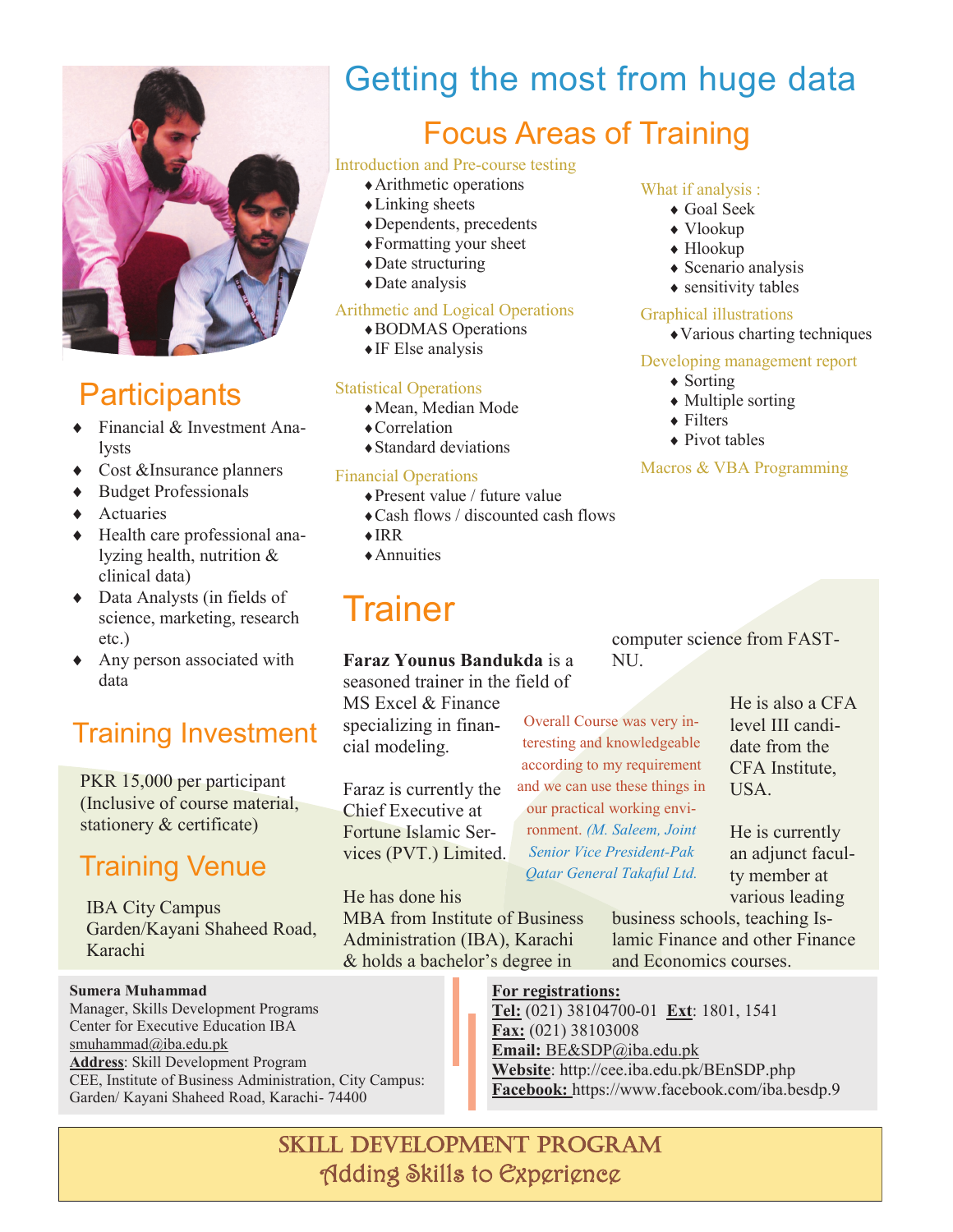# Getting the most from huge data

## Focus Areas of Training

**Introduction and Pre-course testing**

- Arithmetic operations
- Linking sheets
- Dependents, precedents
- Formatting your sheet
- Date structuring
- Date analysis

**Arithmetic and Logical Operations**

- BODMAS Operations
- IF Else analysis

**Statistical Operations**

- Mean, Median Mode
- Correlation
- Standard deviations

**Financial Operations**

- Present value / future value
- Cash flows / discounted cash flows
- IRR
- Annuities

**What if analysis :**

- Goal Seek
- Vlookup
- Hlookup
- Scenario analysis
- sensitivity tables

**Graphical illustrations**

- Various charting techniques

**Developing management report**

- Sorting
- Multiple sorting
- Filters
- Pivot tables

**Macros & VBA Programming**

## Participants

- Financial & Investment Analysts
- Cost &Insurance planners
- Budget Professionals
- Actuaries
- Health care professional analyzing health, nutrition & clinical data)
- Data Analysts (in fields of science, marketing, research etc.)
- Any person associated with data

## Training Investment

PKR 15,000 per participant (Inclusive of course material, stationery & certificate)

## Training Venue

IBA City Campus
Garden/Kayani Shaheed Road, Karachi

## Trainer

**Faraz Younus Bandukda** is a seasoned trainer in the field of MS Excel & Finance specializing in financial modeling.

Faraz is currently the Chief Executive at Fortune Islamic Services (PVT.) Limited.

He has done his MBA from Institute of Business Administration (IBA), Karachi & holds a bachelor's degree in computer science from FAST-NU.

He is also a CFA level III candidate from the CFA Institute, USA.

He is currently an adjunct faculty member at various leading business schools, teaching Islamic Finance and other Finance and Economics courses.

> Overall Course was very interesting and knowledgeable according to my requirement and we can use these things in our practical working environment. *(M. Saleem, Joint Senior Vice President-Pak Qatar General Takaful Ltd.*

**Sumera Muhammad**
Manager, Skills Development Programs
Center for Executive Education IBA
smuhammad@iba.edu.pk
**Address**: Skill Development Program
CEE, Institute of Business Administration, City Campus: Garden/ Kayani Shaheed Road, Karachi- 74400

**For registrations:**
**Tel:** (021) 38104700-01 **Ext**: 1801, 1541
**Fax:** (021) 38103008
**Email:** BE&SDP@iba.edu.pk
**Website**: http://cee.iba.edu.pk/BEnSDP.php
**Facebook:** https://www.facebook.com/iba.besdp.9

SKILL DEVELOPMENT PROGRAM
Adding Skills to Experience